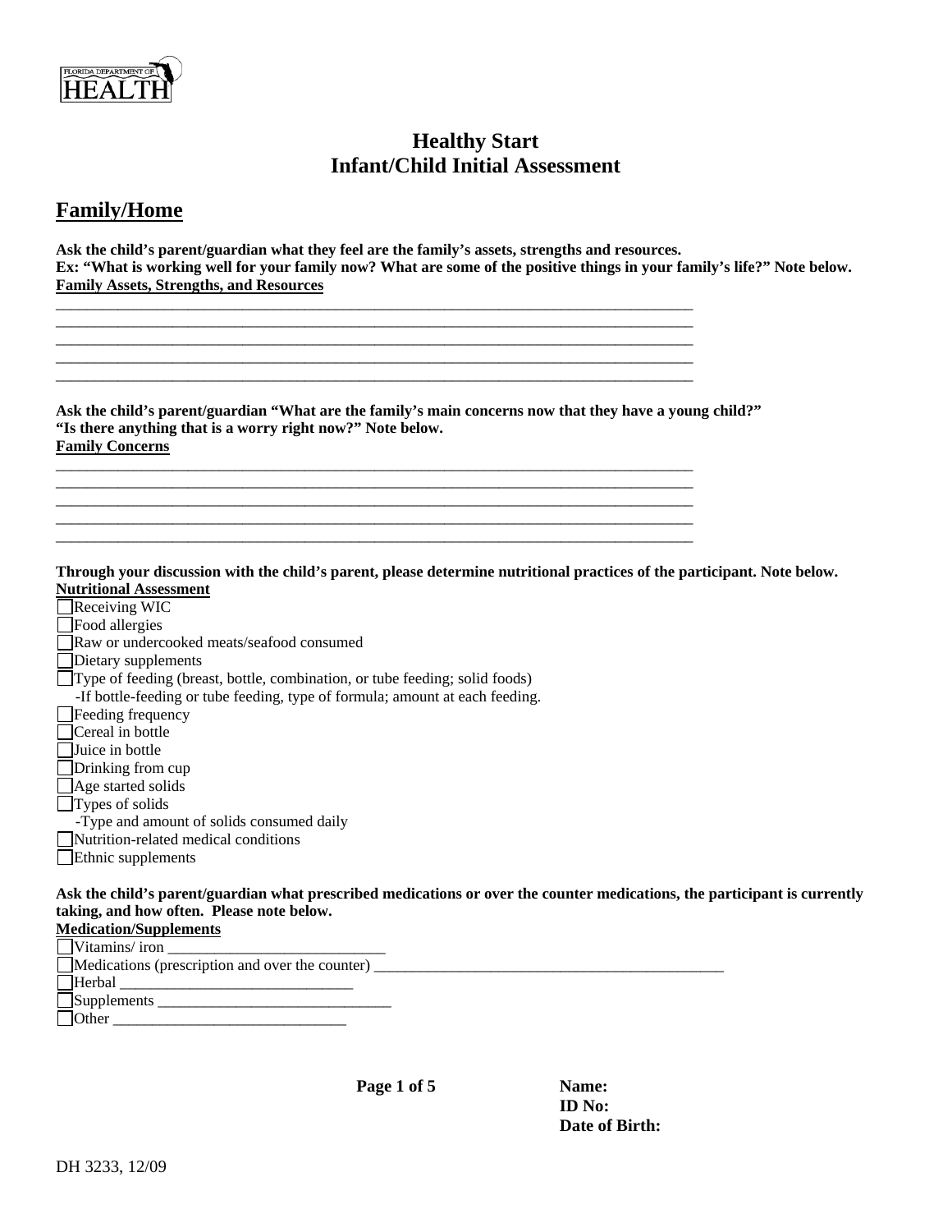FLORIDA DEPARTMENT OF HEALTH

# Healthy Start
# Infant/Child Initial Assessment

## Family/Home

**Ask the child's parent/guardian what they feel are the family's assets, strengths and resources.**
**Ex: "What is working well for your family now? What are some of the positive things in your family's life?" Note below.**

**Family Assets, Strengths, and Resources**

_______________________________________________________________________________________
_______________________________________________________________________________________
_______________________________________________________________________________________
_______________________________________________________________________________________
_______________________________________________________________________________________

**Ask the child's parent/guardian "What are the family's main concerns now that they have a young child?"**
**"Is there anything that is a worry right now?" Note below.**

**Family Concerns**

_______________________________________________________________________________________
_______________________________________________________________________________________
_______________________________________________________________________________________
_______________________________________________________________________________________
_______________________________________________________________________________________

**Through your discussion with the child's parent, please determine nutritional practices of the participant. Note below.**

**Nutritional Assessment**

- ☐ Receiving WIC
- ☐ Food allergies
- ☐ Raw or undercooked meats/seafood consumed
- ☐ Dietary supplements
- ☐ Type of feeding (breast, bottle, combination, or tube feeding; solid foods)
  - -If bottle-feeding or tube feeding, type of formula; amount at each feeding.
- ☐ Feeding frequency
- ☐ Cereal in bottle
- ☐ Juice in bottle
- ☐ Drinking from cup
- ☐ Age started solids
- ☐ Types of solids
  - -Type and amount of solids consumed daily
- ☐ Nutrition-related medical conditions
- ☐ Ethnic supplements

**Ask the child's parent/guardian what prescribed medications or over the counter medications, the participant is currently taking, and how often. Please note below.**

**Medication/Supplements**

- ☐ Vitamins/ iron ____________________________
- ☐ Medications (prescription and over the counter) ______________________________________________
- ☐ Herbal ______________________________
- ☐ Supplements ______________________________
- ☐ Other ______________________________

**Name:**
**ID No:**
**Date of Birth:**

DH 3233, 12/09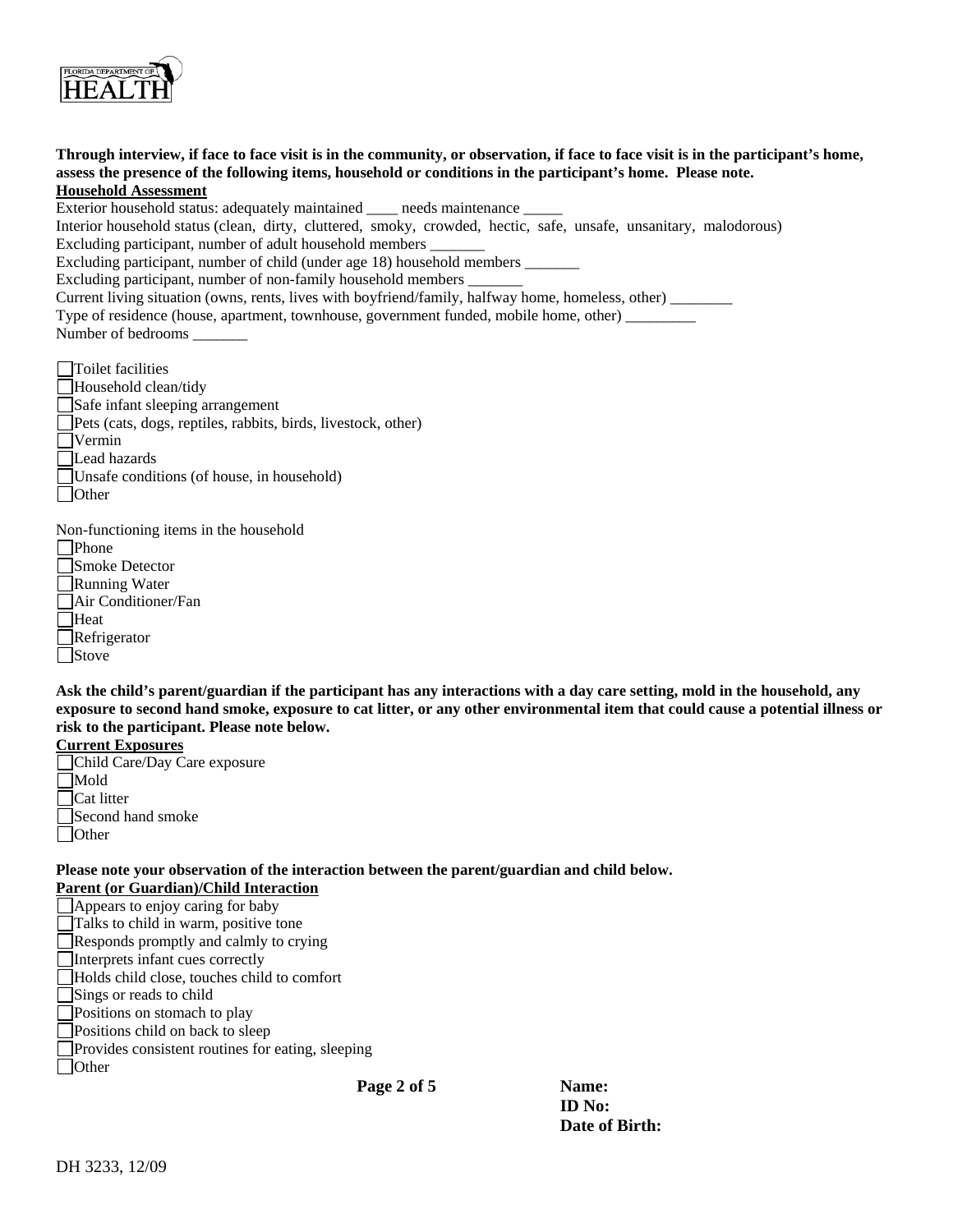**Through interview, if face to face visit is in the community, or observation, if face to face visit is in the participant's home, assess the presence of the following items, household or conditions in the participant's home. Please note.**

**Household Assessment**

Exterior household status: adequately maintained ____ needs maintenance _____

Interior household status (clean, dirty, cluttered, smoky, crowded, hectic, safe, unsafe, unsanitary, malodorous)

Excluding participant, number of adult household members _______

Excluding participant, number of child (under age 18) household members _______

Excluding participant, number of non-family household members _______

Current living situation (owns, rents, lives with boyfriend/family, halfway home, homeless, other) ________

Type of residence (house, apartment, townhouse, government funded, mobile home, other) _________

Number of bedrooms _______

- ☐ Toilet facilities
- ☐ Household clean/tidy
- ☐ Safe infant sleeping arrangement
- ☐ Pets (cats, dogs, reptiles, rabbits, birds, livestock, other)
- ☐ Vermin
- ☐ Lead hazards
- ☐ Unsafe conditions (of house, in household)
- ☐ Other

Non-functioning items in the household

- ☐ Phone
- ☐ Smoke Detector
- ☐ Running Water
- ☐ Air Conditioner/Fan
- ☐ Heat
- ☐ Refrigerator
- ☐ Stove

**Ask the child's parent/guardian if the participant has any interactions with a day care setting, mold in the household, any exposure to second hand smoke, exposure to cat litter, or any other environmental item that could cause a potential illness or risk to the participant. Please note below.**

**Current Exposures**

- ☐ Child Care/Day Care exposure
- ☐ Mold
- ☐ Cat litter
- ☐ Second hand smoke
- ☐ Other

**Please note your observation of the interaction between the parent/guardian and child below.**

**Parent (or Guardian)/Child Interaction**

- ☐ Appears to enjoy caring for baby
- ☐ Talks to child in warm, positive tone
- ☐ Responds promptly and calmly to crying
- ☐ Interprets infant cues correctly
- ☐ Holds child close, touches child to comfort
- ☐ Sings or reads to child
- ☐ Positions on stomach to play
- ☐ Positions child on back to sleep
- ☐ Provides consistent routines for eating, sleeping
- ☐ Other

**Name:**
**ID No:**
**Date of Birth:**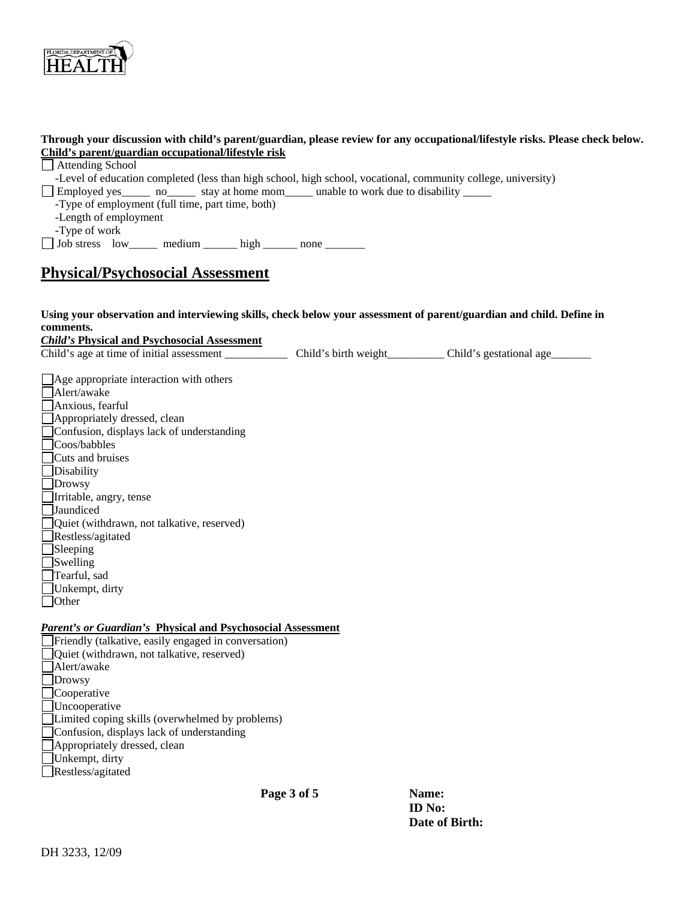**Through your discussion with child's parent/guardian, please review for any occupational/lifestyle risks. Please check below.**

**Child's parent/guardian occupational/lifestyle risk**

☐ Attending School

-Level of education completed (less than high school, high school, vocational, community college, university)

☐ Employed yes_____ no_____ stay at home mom_____ unable to work due to disability _____

-Type of employment (full time, part time, both)

-Length of employment

-Type of work

☐ Job stress low_____ medium ______ high ______ none _______

## Physical/Psychosocial Assessment

**Using your observation and interviewing skills, check below your assessment of parent/guardian and child. Define in comments.**

***Child's* Physical and Psychosocial Assessment**

Child's age at time of initial assessment ___________ Child's birth weight__________ Child's gestational age_______

☐ Age appropriate interaction with others
☐ Alert/awake
☐ Anxious, fearful
☐ Appropriately dressed, clean
☐ Confusion, displays lack of understanding
☐ Coos/babbles
☐ Cuts and bruises
☐ Disability
☐ Drowsy
☐ Irritable, angry, tense
☐ Jaundiced
☐ Quiet (withdrawn, not talkative, reserved)
☐ Restless/agitated
☐ Sleeping
☐ Swelling
☐ Tearful, sad
☐ Unkempt, dirty
☐ Other

***Parent's or Guardian's* Physical and Psychosocial Assessment**

☐ Friendly (talkative, easily engaged in conversation)
☐ Quiet (withdrawn, not talkative, reserved)
☐ Alert/awake
☐ Drowsy
☐ Cooperative
☐ Uncooperative
☐ Limited coping skills (overwhelmed by problems)
☐ Confusion, displays lack of understanding
☐ Appropriately dressed, clean
☐ Unkempt, dirty
☐ Restless/agitated

**Name:**
**ID No:**
**Date of Birth:**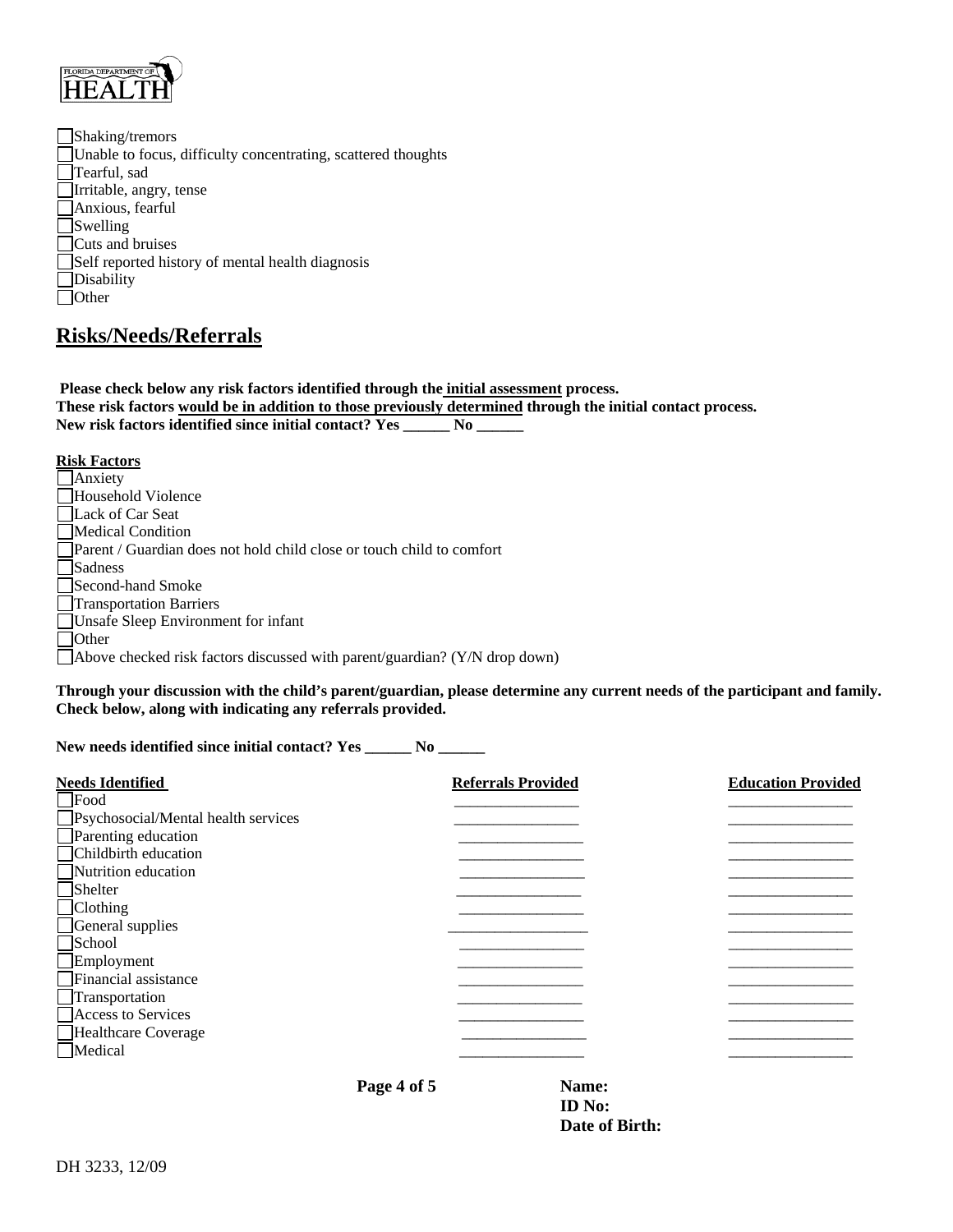FLORIDA DEPARTMENT OF HEALTH

- ☐ Shaking/tremors
- ☐ Unable to focus, difficulty concentrating, scattered thoughts
- ☐ Tearful, sad
- ☐ Irritable, angry, tense
- ☐ Anxious, fearful
- ☐ Swelling
- ☐ Cuts and bruises
- ☐ Self reported history of mental health diagnosis
- ☐ Disability
- ☐ Other

## Risks/Needs/Referrals

**Please check below any risk factors identified through the initial assessment process.**
**These risk factors would be in addition to those previously determined through the initial contact process.**
**New risk factors identified since initial contact? Yes ______ No ______**

**Risk Factors**

- ☐ Anxiety
- ☐ Household Violence
- ☐ Lack of Car Seat
- ☐ Medical Condition
- ☐ Parent / Guardian does not hold child close or touch child to comfort
- ☐ Sadness
- ☐ Second-hand Smoke
- ☐ Transportation Barriers
- ☐ Unsafe Sleep Environment for infant
- ☐ Other
- ☐ Above checked risk factors discussed with parent/guardian? (Y/N drop down)

**Through your discussion with the child's parent/guardian, please determine any current needs of the participant and family. Check below, along with indicating any referrals provided.**

**New needs identified since initial contact? Yes ______ No ______**

| Needs Identified | Referrals Provided | Education Provided |
|---|---|---|
| ☐ Food | ________________ | ________________ |
| ☐ Psychosocial/Mental health services | ________________ | ________________ |
| ☐ Parenting education | ________________ | ________________ |
| ☐ Childbirth education | ________________ | ________________ |
| ☐ Nutrition education | ________________ | ________________ |
| ☐ Shelter | ________________ | ________________ |
| ☐ Clothing | ________________ | ________________ |
| ☐ General supplies | ________________ | ________________ |
| ☐ School | ________________ | ________________ |
| ☐ Employment | ________________ | ________________ |
| ☐ Financial assistance | ________________ | ________________ |
| ☐ Transportation | ________________ | ________________ |
| ☐ Access to Services | ________________ | ________________ |
| ☐ Healthcare Coverage | ________________ | ________________ |
| ☐ Medical | ________________ | ________________ |

**Name:**
**ID No:**
**Date of Birth:**

DH 3233, 12/09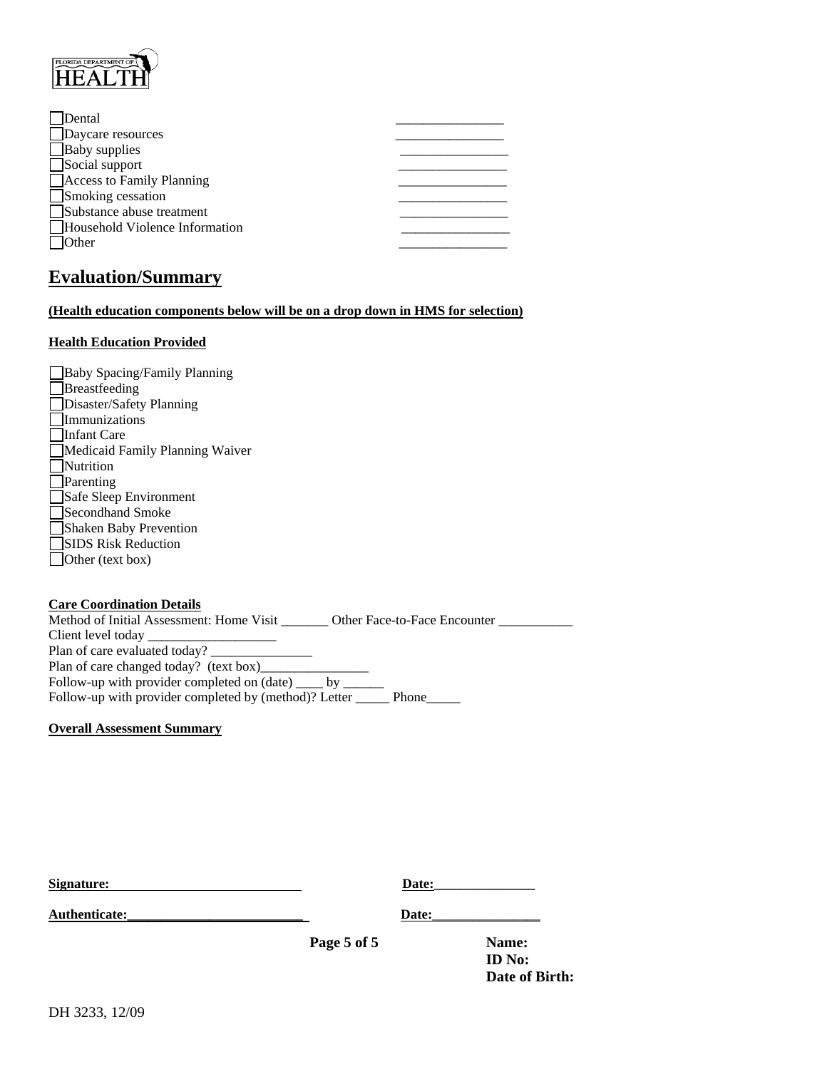FLORIDA DEPARTMENT OF HEALTH

- [ ] Dental ________________
- [ ] Daycare resources ________________
- [ ] Baby supplies ________________
- [ ] Social support ________________
- [ ] Access to Family Planning ________________
- [ ] Smoking cessation ________________
- [ ] Substance abuse treatment ________________
- [ ] Household Violence Information ________________
- [ ] Other ________________

## Evaluation/Summary

**(Health education components below will be on a drop down in HMS for selection)**

**Health Education Provided**

- [ ] Baby Spacing/Family Planning
- [ ] Breastfeeding
- [ ] Disaster/Safety Planning
- [ ] Immunizations
- [ ] Infant Care
- [ ] Medicaid Family Planning Waiver
- [ ] Nutrition
- [ ] Parenting
- [ ] Safe Sleep Environment
- [ ] Secondhand Smoke
- [ ] Shaken Baby Prevention
- [ ] SIDS Risk Reduction
- [ ] Other (text box)

**Care Coordination Details**

Method of Initial Assessment: Home Visit _______ Other Face-to-Face Encounter ___________
Client level today ___________________
Plan of care evaluated today? _______________
Plan of care changed today? (text box)________________
Follow-up with provider completed on (date) ____ by ______
Follow-up with provider completed by (method)? Letter _____ Phone_____

**Overall Assessment Summary**

**Signature:** ______________________________ **Date:**_______________

**Authenticate:**___________________________ **Date:**________________

**Name:**
**ID No:**
**Date of Birth:**

DH 3233, 12/09